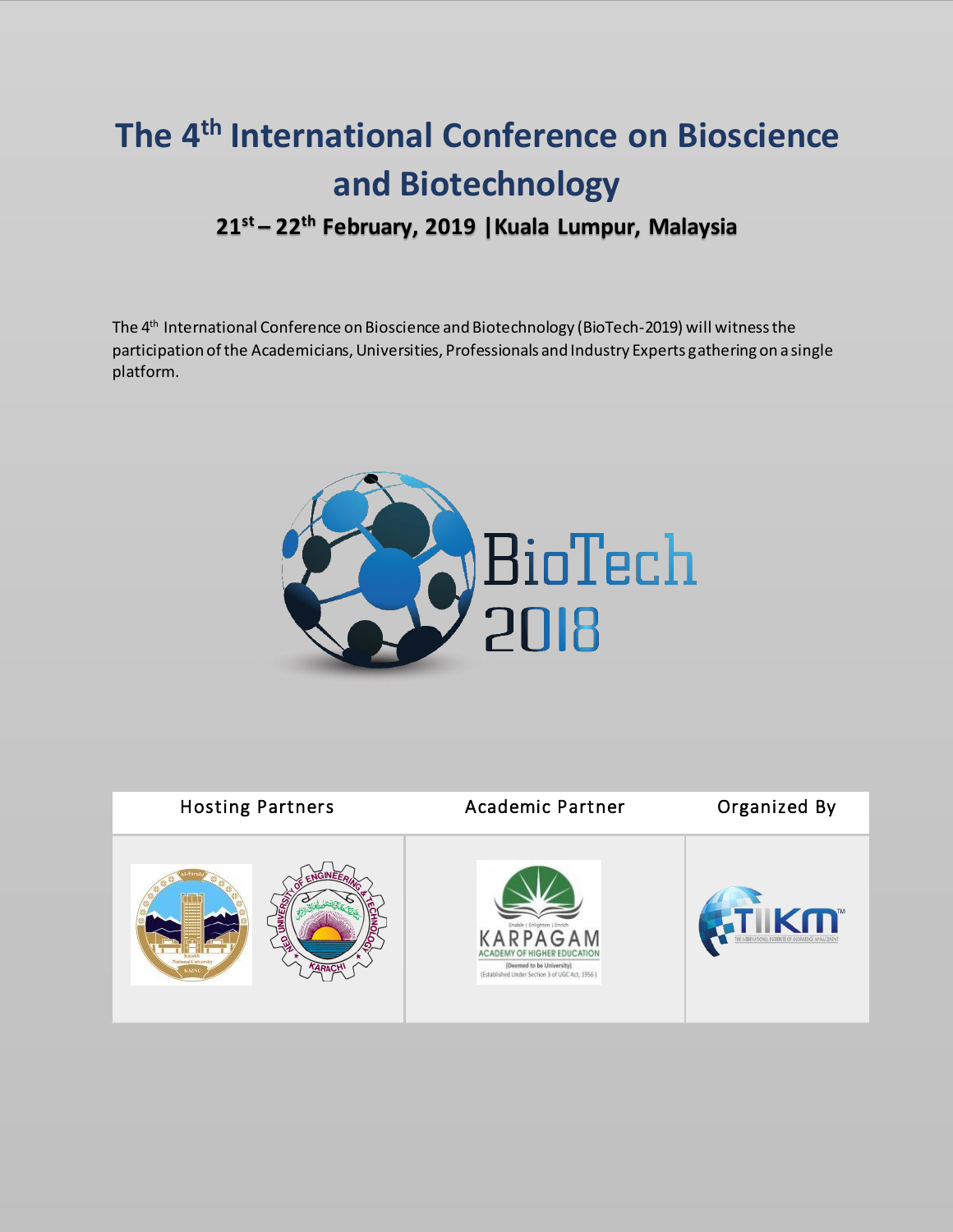# The 4th International Conference on Bioscience and Biotechnology

## 21st – 22th February, 2019 | Kuala Lumpur, Malaysia

The 4th International Conference on Bioscience and Biotechnology (BioTech-2019) will witness the participation of the Academicians, Universities, Professionals and Industry Experts gathering on a single platform.

BioTech 2018

| Hosting Partners | Academic Partner | Organized By |
| --- | --- | --- |
| | KARPAGAM ACADEMY OF HIGHER EDUCATION | TIIKM |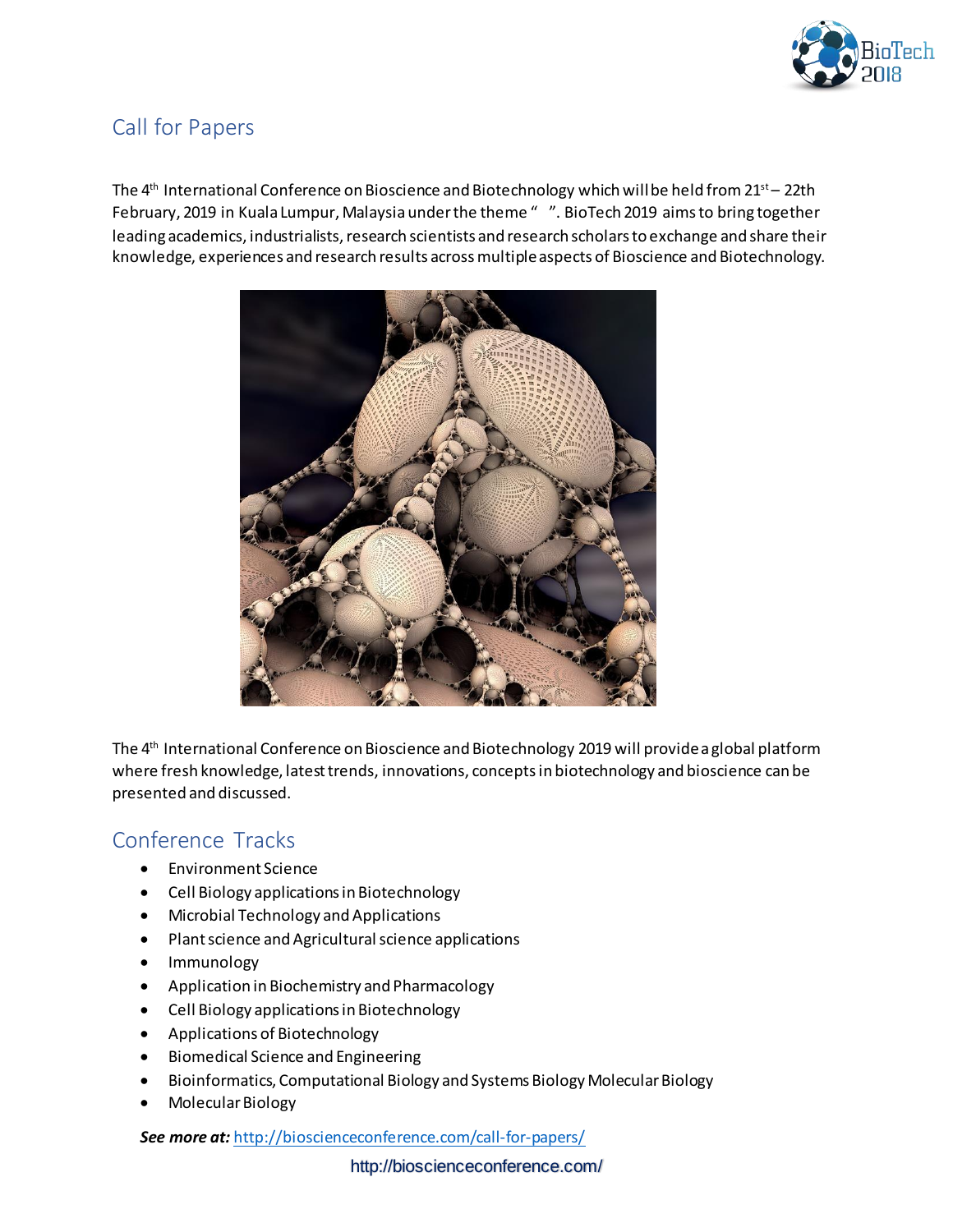## Call for Papers

The 4th International Conference on Bioscience and Biotechnology which will be held from 21st – 22th February, 2019 in Kuala Lumpur, Malaysia under the theme " ". BioTech 2019 aims to bring together leading academics, industrialists, research scientists and research scholars to exchange and share their knowledge, experiences and research results across multiple aspects of Bioscience and Biotechnology.

The 4th International Conference on Bioscience and Biotechnology 2019 will provide a global platform where fresh knowledge, latest trends, innovations, concepts in biotechnology and bioscience can be presented and discussed.

## Conference Tracks

- Environment Science
- Cell Biology applications in Biotechnology
- Microbial Technology and Applications
- Plant science and Agricultural science applications
- Immunology
- Application in Biochemistry and Pharmacology
- Cell Biology applications in Biotechnology
- Applications of Biotechnology
- Biomedical Science and Engineering
- Bioinformatics, Computational Biology and Systems Biology Molecular Biology
- Molecular Biology

***See more at:*** http://bioscienceconference.com/call-for-papers/

http://bioscienceconference.com/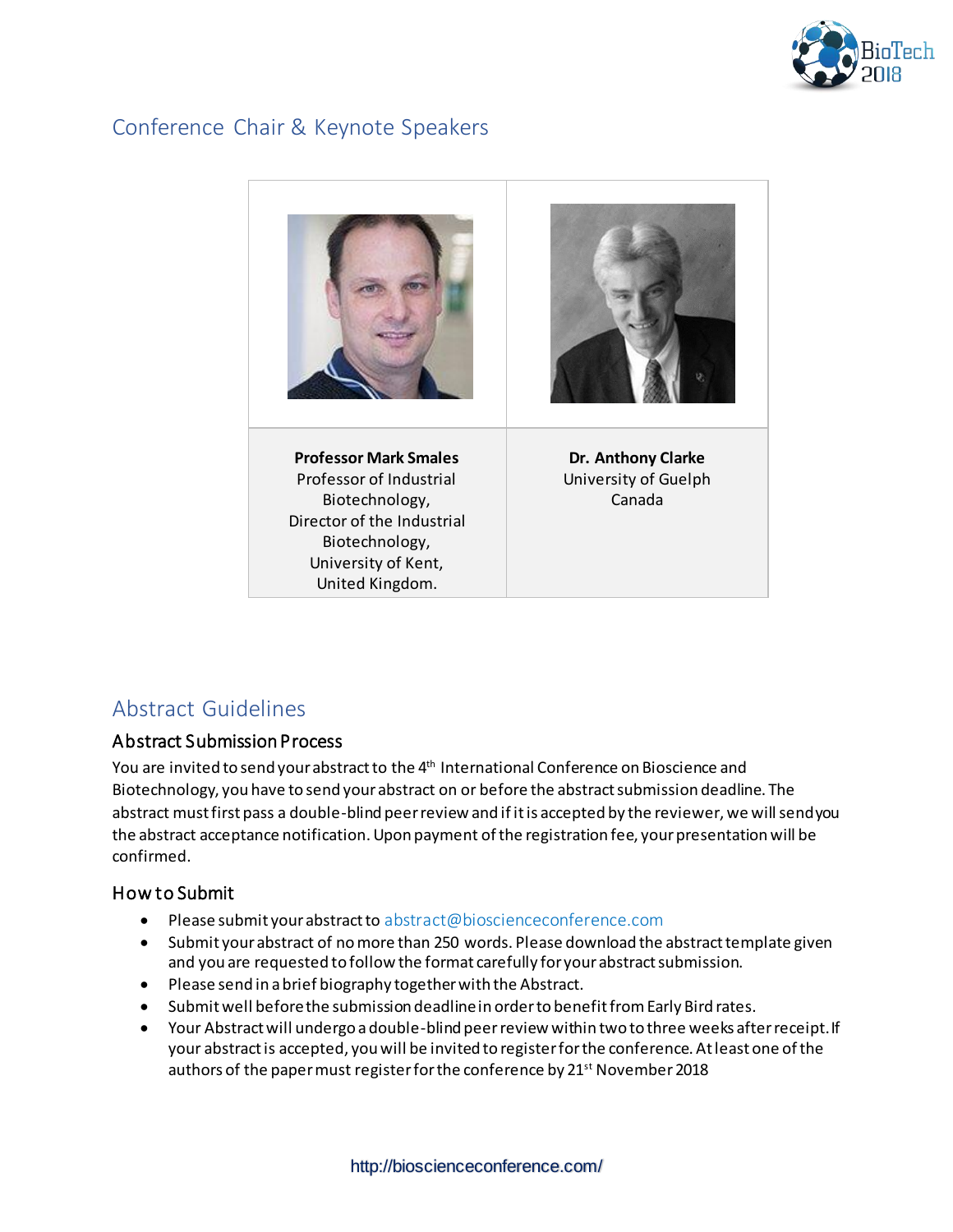## Conference Chair & Keynote Speakers

| **Professor Mark Smales**<br>Professor of Industrial Biotechnology,<br>Director of the Industrial Biotechnology,<br>University of Kent,<br>United Kingdom. | **Dr. Anthony Clarke**<br>University of Guelph<br>Canada |
|---|---|

## Abstract Guidelines

### Abstract Submission Process

You are invited to send your abstract to the 4th International Conference on Bioscience and Biotechnology, you have to send your abstract on or before the abstract submission deadline. The abstract must first pass a double-blind peer review and if it is accepted by the reviewer, we will send you the abstract acceptance notification. Upon payment of the registration fee, your presentation will be confirmed.

### How to Submit

- Please submit your abstract to abstract@bioscienceconference.com
- Submit your abstract of no more than 250 words. Please download the abstract template given and you are requested to follow the format carefully for your abstract submission.
- Please send in a brief biography together with the Abstract.
- Submit well before the submission deadline in order to benefit from Early Bird rates.
- Your Abstract will undergo a double-blind peer review within two to three weeks after receipt. If your abstract is accepted, you will be invited to register for the conference. At least one of the authors of the paper must register for the conference by 21st November 2018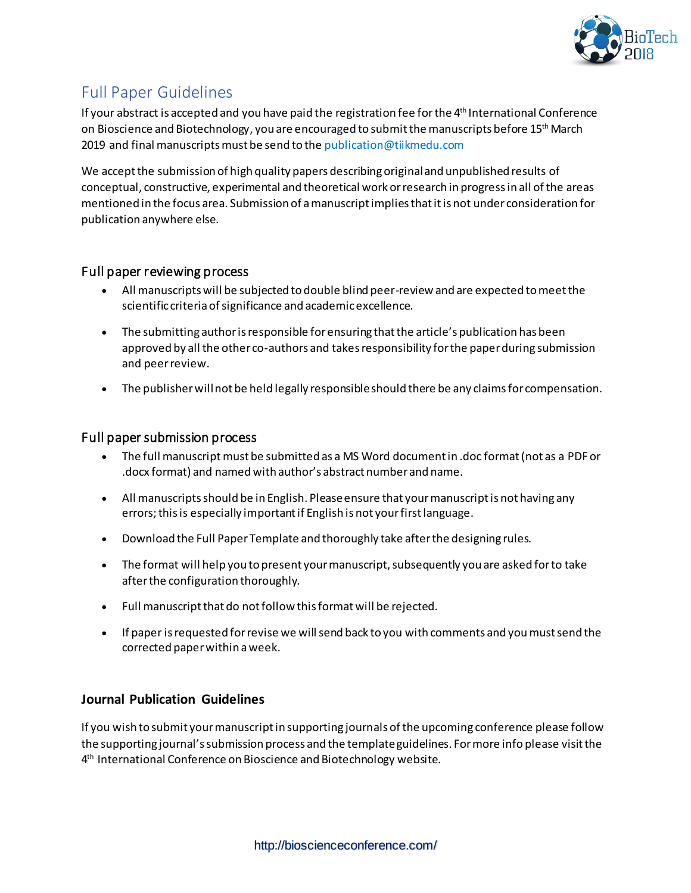# Full Paper Guidelines

If your abstract is accepted and you have paid the registration fee for the 4th International Conference on Bioscience and Biotechnology, you are encouraged to submit the manuscripts before 15th March 2019 and final manuscripts must be send to the publication@tiikmedu.com

We accept the submission of high quality papers describing original and unpublished results of conceptual, constructive, experimental and theoretical work or research in progress in all of the areas mentioned in the focus area. Submission of a manuscript implies that it is not under consideration for publication anywhere else.

## Full paper reviewing process

- All manuscripts will be subjected to double blind peer-review and are expected to meet the scientific criteria of significance and academic excellence.
- The submitting author is responsible for ensuring that the article's publication has been approved by all the other co-authors and takes responsibility for the paper during submission and peer review.
- The publisher will not be held legally responsible should there be any claims for compensation.

## Full paper submission process

- The full manuscript must be submitted as a MS Word document in .doc format (not as a PDF or .docx format) and named with author's abstract number and name.
- All manuscripts should be in English. Please ensure that your manuscript is not having any errors; this is especially important if English is not your first language.
- Download the Full Paper Template and thoroughly take after the designing rules.
- The format will help you to present your manuscript, subsequently you are asked for to take after the configuration thoroughly.
- Full manuscript that do not follow this format will be rejected.
- If paper is requested for revise we will send back to you with comments and you must send the corrected paper within a week.

## Journal Publication Guidelines

If you wish to submit your manuscript in supporting journals of the upcoming conference please follow the supporting journal's submission process and the template guidelines. For more info please visit the 4th International Conference on Bioscience and Biotechnology website.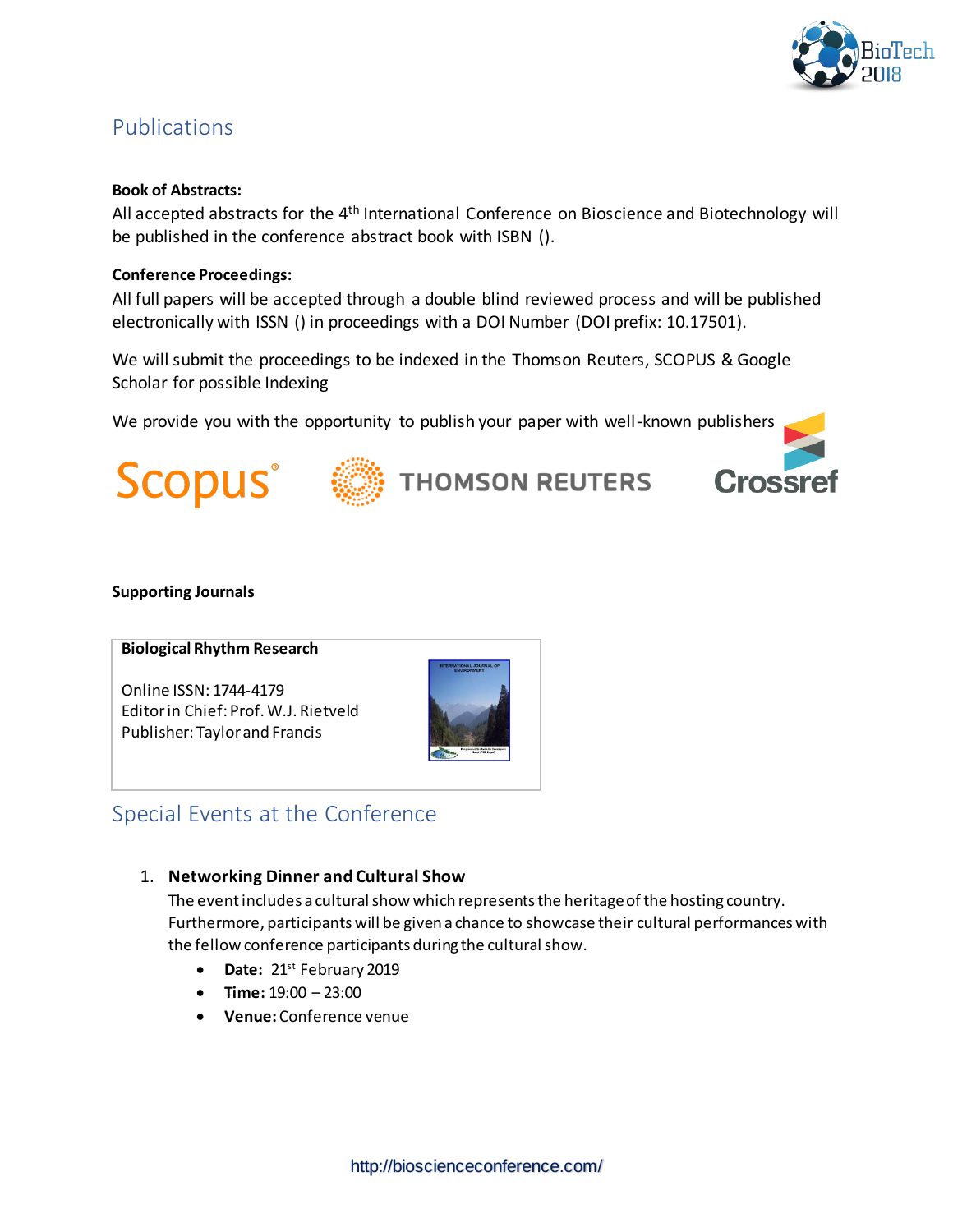## Publications

**Book of Abstracts:**

All accepted abstracts for the 4th International Conference on Bioscience and Biotechnology will be published in the conference abstract book with ISBN ().

**Conference Proceedings:**

All full papers will be accepted through a double blind reviewed process and will be published electronically with ISSN () in proceedings with a DOI Number (DOI prefix: 10.17501).

We will submit the proceedings to be indexed in the Thomson Reuters, SCOPUS & Google Scholar for possible Indexing

We provide you with the opportunity to publish your paper with well-known publishers

**Supporting Journals**

**Biological Rhythm Research**

Online ISSN: 1744-4179
Editor in Chief: Prof. W.J. Rietveld
Publisher: Taylor and Francis

## Special Events at the Conference

1. **Networking Dinner and Cultural Show**

   The event includes a cultural show which represents the heritage of the hosting country. Furthermore, participants will be given a chance to showcase their cultural performances with the fellow conference participants during the cultural show.

   - **Date:** 21st February 2019
   - **Time:** 19:00 – 23:00
   - **Venue:** Conference venue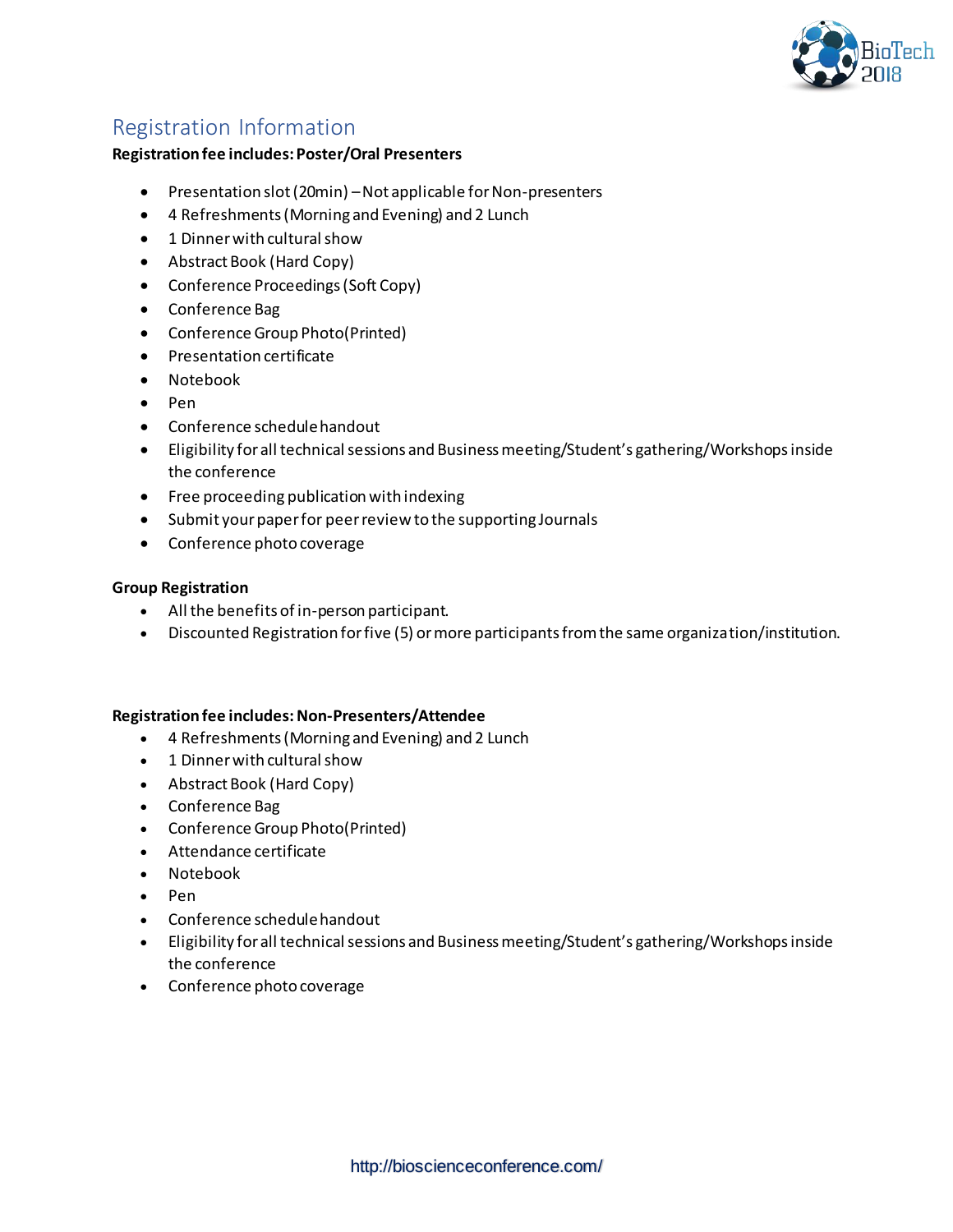## Registration Information

**Registration fee includes: Poster/Oral Presenters**

- Presentation slot (20min) – Not applicable for Non-presenters
- 4 Refreshments (Morning and Evening) and 2 Lunch
- 1 Dinner with cultural show
- Abstract Book (Hard Copy)
- Conference Proceedings (Soft Copy)
- Conference Bag
- Conference Group Photo (Printed)
- Presentation certificate
- Notebook
- Pen
- Conference schedule handout
- Eligibility for all technical sessions and Business meeting/Student's gathering/Workshops inside the conference
- Free proceeding publication with indexing
- Submit your paper for peer review to the supporting Journals
- Conference photo coverage

**Group Registration**

- All the benefits of in-person participant.
- Discounted Registration for five (5) or more participants from the same organization/institution.

**Registration fee includes: Non-Presenters/Attendee**

- 4 Refreshments (Morning and Evening) and 2 Lunch
- 1 Dinner with cultural show
- Abstract Book (Hard Copy)
- Conference Bag
- Conference Group Photo (Printed)
- Attendance certificate
- Notebook
- Pen
- Conference schedule handout
- Eligibility for all technical sessions and Business meeting/Student's gathering/Workshops inside the conference
- Conference photo coverage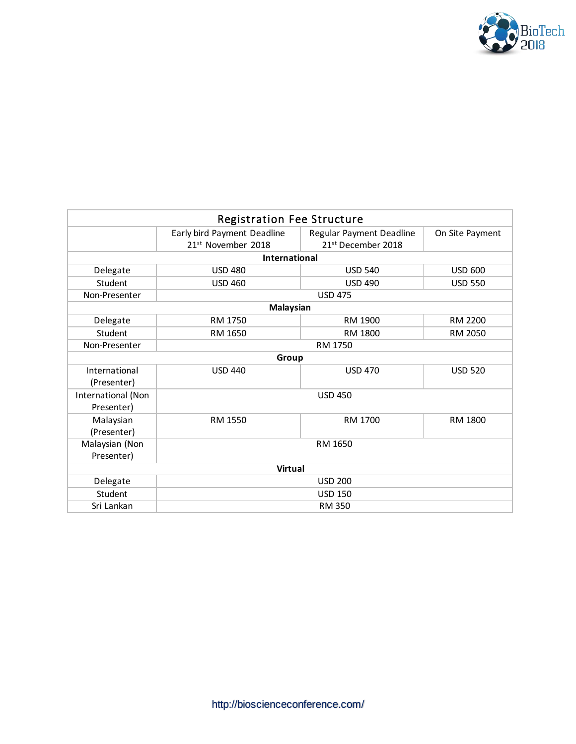| Registration Fee Structure | | | |
|---|---|---|---|
| | Early bird Payment Deadline 21st November 2018 | Regular Payment Deadline 21st December 2018 | On Site Payment |
| **International** | | | |
| Delegate | USD 480 | USD 540 | USD 600 |
| Student | USD 460 | USD 490 | USD 550 |
| Non-Presenter | USD 475 | | |
| **Malaysian** | | | |
| Delegate | RM 1750 | RM 1900 | RM 2200 |
| Student | RM 1650 | RM 1800 | RM 2050 |
| Non-Presenter | RM 1750 | | |
| **Group** | | | |
| International (Presenter) | USD 440 | USD 470 | USD 520 |
| International (Non Presenter) | USD 450 | | |
| Malaysian (Presenter) | RM 1550 | RM 1700 | RM 1800 |
| Malaysian (Non Presenter) | RM 1650 | | |
| **Virtual** | | | |
| Delegate | USD 200 | | |
| Student | USD 150 | | |
| Sri Lankan | RM 350 | | |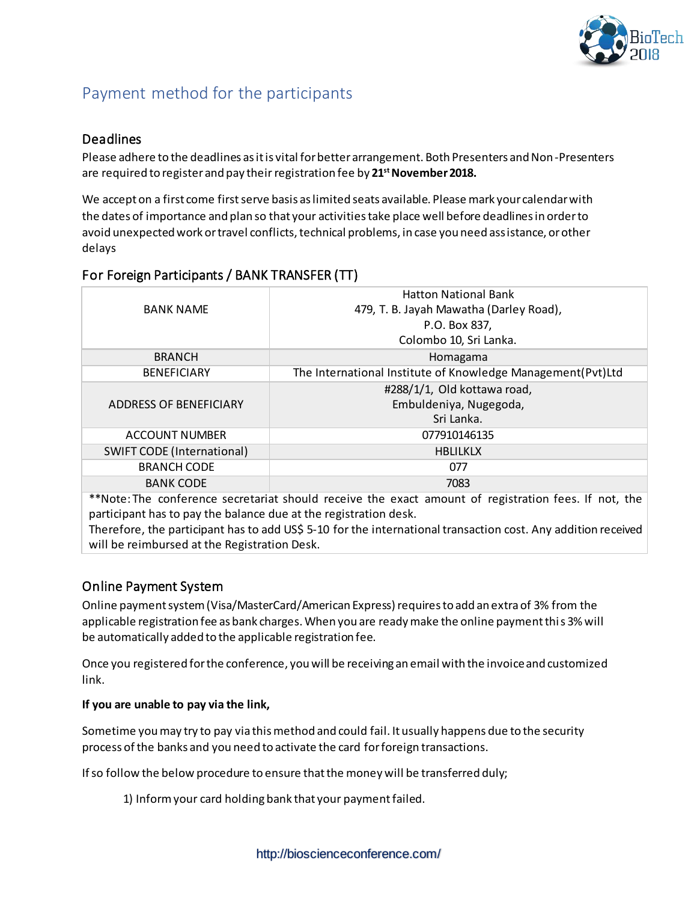## Payment method for the participants

### Deadlines

Please adhere to the deadlines as it is vital for better arrangement. Both Presenters and Non -Presenters are required to register and pay their registration fee by **21st November 2018.**

We accept on a first come first serve basis as limited seats available. Please mark your calendar with the dates of importance and plan so that your activities take place well before deadlines in order to avoid unexpected work or travel conflicts, technical problems, in case you need assistance, or other delays

### For Foreign Participants / BANK TRANSFER (TT)

| BANK NAME | Hatton National Bank<br>479, T. B. Jayah Mawatha (Darley Road),<br>P.O. Box 837,<br>Colombo 10, Sri Lanka. |
|---|---|
| BRANCH | Homagama |
| BENEFICIARY | The International Institute of Knowledge Management(Pvt)Ltd |
| ADDRESS OF BENEFICIARY | #288/1/1, Old kottawa road,<br>Embuldeniya, Nugegoda,<br>Sri Lanka. |
| ACCOUNT NUMBER | 077910146135 |
| SWIFT CODE (International) | HBLILKLX |
| BRANCH CODE | 077 |
| BANK CODE | 7083 |

**Note: The conference secretariat should receive the exact amount of registration fees. If not, the participant has to pay the balance due at the registration desk.
Therefore, the participant has to add US$ 5-10 for the international transaction cost. Any addition received will be reimbursed at the Registration Desk.

### Online Payment System

Online payment system (Visa/MasterCard/American Express) requires to add an extra of 3% from the applicable registration fee as bank charges. When you are ready make the online payment this 3% will be automatically added to the applicable registration fee.

Once you registered for the conference, you will be receiving an email with the invoice and customized link.

**If you are unable to pay via the link,**

Sometime you may try to pay via this method and could fail. It usually happens due to the security process of the banks and you need to activate the card for foreign transactions.

If so follow the below procedure to ensure that the money will be transferred duly;

1) Inform your card holding bank that your payment failed.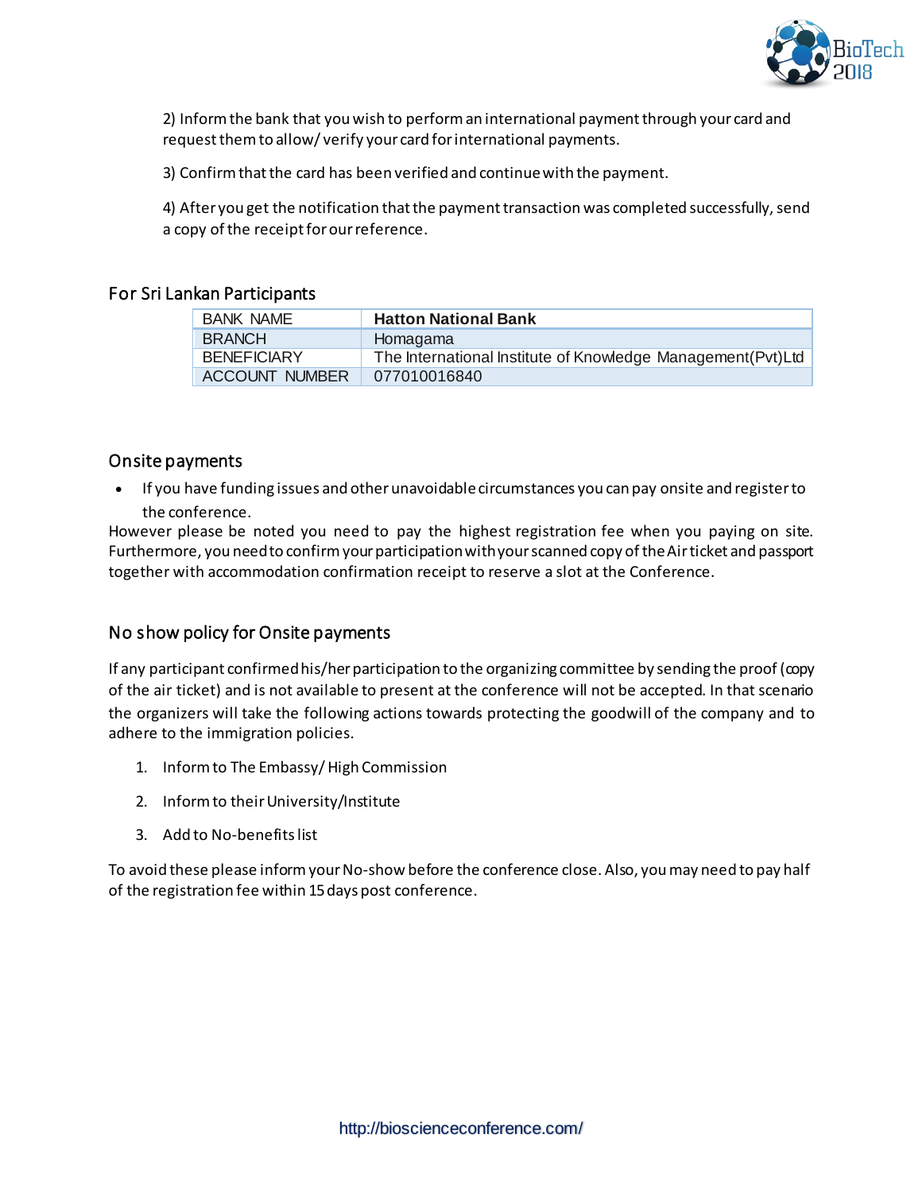2) Inform the bank that you wish to perform an international payment through your card and request them to allow/ verify your card for international payments.

3) Confirm that the card has been verified and continue with the payment.

4) After you get the notification that the payment transaction was completed successfully, send a copy of the receipt for our reference.

## For Sri Lankan Participants

| | |
|---|---|
| BANK NAME | **Hatton National Bank** |
| BRANCH | Homagama |
| BENEFICIARY | The International Institute of Knowledge Management(Pvt)Ltd |
| ACCOUNT NUMBER | 077010016840 |

## Onsite payments

- If you have funding issues and other unavoidable circumstances you can pay onsite and register to the conference.

However please be noted you need to pay the highest registration fee when you paying on site. Furthermore, you need to confirm your participation with your scanned copy of the Air ticket and passport together with accommodation confirmation receipt to reserve a slot at the Conference.

## No show policy for Onsite payments

If any participant confirmed his/her participation to the organizing committee by sending the proof (copy of the air ticket) and is not available to present at the conference will not be accepted. In that scenario the organizers will take the following actions towards protecting the goodwill of the company and to adhere to the immigration policies.

1. Inform to The Embassy/ High Commission
2. Inform to their University/Institute
3. Add to No-benefits list

To avoid these please inform your No-show before the conference close. Also, you may need to pay half of the registration fee within 15 days post conference.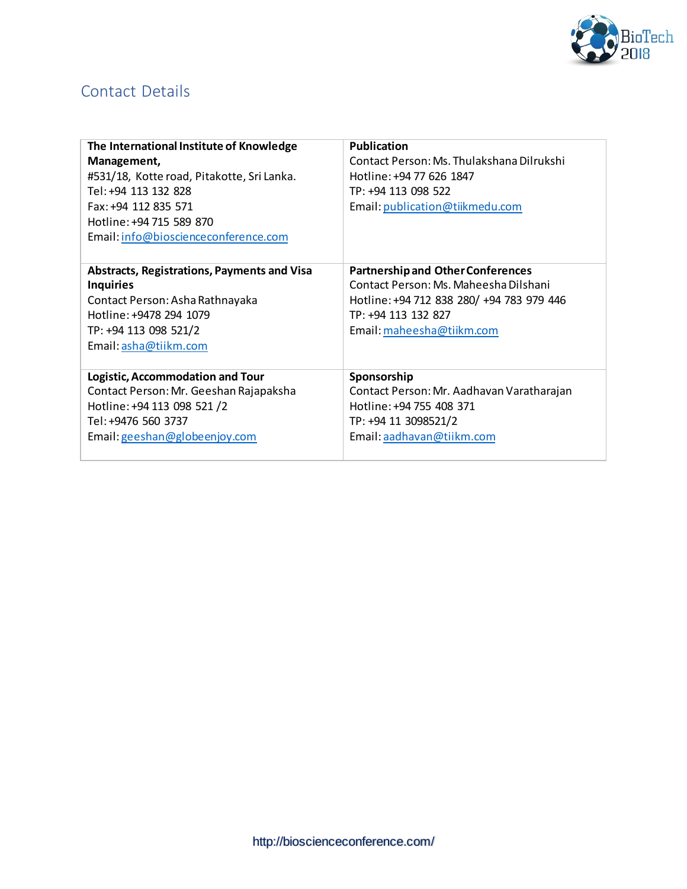## Contact Details

| | |
|---|---|
| **The International Institute of Knowledge Management,**<br>#531/18, Kotte road, Pitakotte, Sri Lanka.<br>Tel: +94 113 132 828<br>Fax: +94 112 835 571<br>Hotline: +94 715 589 870<br>Email: info@bioscienceconference.com | **Publication**<br>Contact Person: Ms. Thulakshana Dilrukshi<br>Hotline: +94 77 626 1847<br>TP: +94 113 098 522<br>Email: publication@tiikmedu.com |
| **Abstracts, Registrations, Payments and Visa Inquiries**<br>Contact Person: Asha Rathnayaka<br>Hotline: +9478 294 1079<br>TP: +94 113 098 521/2<br>Email: asha@tiikm.com | **Partnership and Other Conferences**<br>Contact Person: Ms. Maheesha Dilshani<br>Hotline: +94 712 838 280/ +94 783 979 446<br>TP: +94 113 132 827<br>Email: maheesha@tiikm.com |
| **Logistic, Accommodation and Tour**<br>Contact Person: Mr. Geeshan Rajapaksha<br>Hotline: +94 113 098 521 /2<br>Tel: +9476 560 3737<br>Email: geeshan@globeenjoy.com | **Sponsorship**<br>Contact Person: Mr. Aadhavan Varatharajan<br>Hotline: +94 755 408 371<br>TP: +94 11 3098521/2<br>Email: aadhavan@tiikm.com |